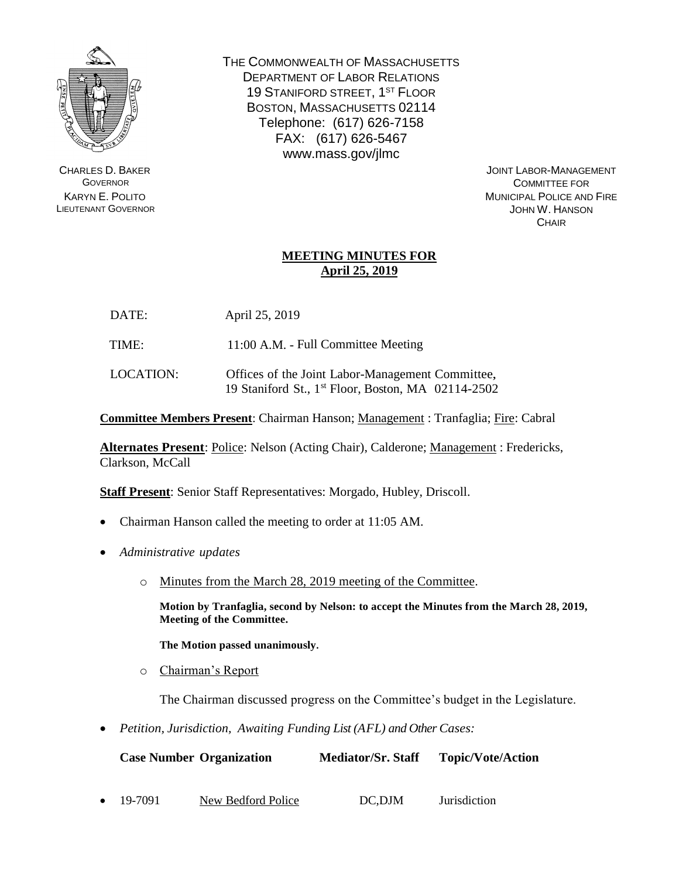THE COMMONWEALTH OF MASSACHUSETTS
DEPARTMENT OF LABOR RELATIONS
19 STANIFORD STREET, 1ST FLOOR
BOSTON, MASSACHUSETTS 02114
Telephone: (617) 626-7158
FAX: (617) 626-5467
www.mass.gov/jlmc

CHARLES D. BAKER
GOVERNOR
KARYN E. POLITO
LIEUTENANT GOVERNOR

JOINT LABOR-MANAGEMENT
COMMITTEE FOR
MUNICIPAL POLICE AND FIRE
JOHN W. HANSON
CHAIR

## MEETING MINUTES FOR April 25, 2019

DATE: April 25, 2019

TIME: 11:00 A.M. - Full Committee Meeting

LOCATION: Offices of the Joint Labor-Management Committee, 19 Staniford St., 1st Floor, Boston, MA 02114-2502

**Committee Members Present**: Chairman Hanson; Management : Tranfaglia; Fire: Cabral

**Alternates Present**: Police: Nelson (Acting Chair), Calderone; Management : Fredericks, Clarkson, McCall

**Staff Present**: Senior Staff Representatives: Morgado, Hubley, Driscoll.

- Chairman Hanson called the meeting to order at 11:05 AM.
- *Administrative updates*
  - Minutes from the March 28, 2019 meeting of the Committee.

    **Motion by Tranfaglia, second by Nelson: to accept the Minutes from the March 28, 2019, Meeting of the Committee.**

    **The Motion passed unanimously.**
  - Chairman's Report

    The Chairman discussed progress on the Committee's budget in the Legislature.
- *Petition, Jurisdiction, Awaiting Funding List (AFL) and Other Cases:*

| Case Number | Organization | Mediator/Sr. Staff | Topic/Vote/Action |
|---|---|---|---|
| 19-7091 | New Bedford Police | DC,DJM | Jurisdiction |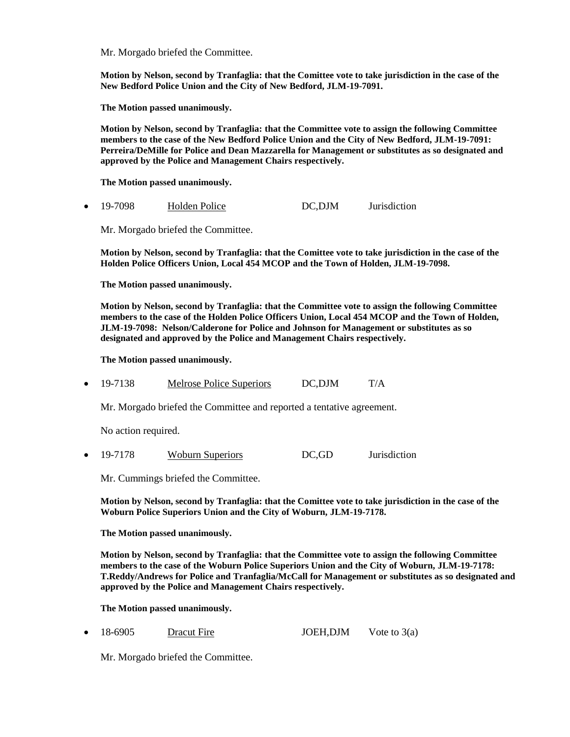Mr. Morgado briefed the Committee.

**Motion by Nelson, second by Tranfaglia: that the Comittee vote to take jurisdiction in the case of the New Bedford Police Union and the City of New Bedford, JLM-19-7091.**

**The Motion passed unanimously.**

**Motion by Nelson, second by Tranfaglia: that the Committee vote to assign the following Committee members to the case of the New Bedford Police Union and the City of New Bedford, JLM-19-7091: Perreira/DeMille for Police and Dean Mazzarella for Management or substitutes as so designated and approved by the Police and Management Chairs respectively.**

**The Motion passed unanimously.**

- 19-7098 Holden Police DC,DJM Jurisdiction

Mr. Morgado briefed the Committee.

**Motion by Nelson, second by Tranfaglia: that the Comittee vote to take jurisdiction in the case of the Holden Police Officers Union, Local 454 MCOP and the Town of Holden, JLM-19-7098.**

**The Motion passed unanimously.**

**Motion by Nelson, second by Tranfaglia: that the Committee vote to assign the following Committee members to the case of the Holden Police Officers Union, Local 454 MCOP and the Town of Holden, JLM-19-7098: Nelson/Calderone for Police and Johnson for Management or substitutes as so designated and approved by the Police and Management Chairs respectively.**

**The Motion passed unanimously.**

- 19-7138 Melrose Police Superiors DC,DJM T/A

Mr. Morgado briefed the Committee and reported a tentative agreement.

No action required.

- 19-7178 Woburn Superiors DC,GD Jurisdiction

Mr. Cummings briefed the Committee.

**Motion by Nelson, second by Tranfaglia: that the Comittee vote to take jurisdiction in the case of the Woburn Police Superiors Union and the City of Woburn, JLM-19-7178.**

**The Motion passed unanimously.**

**Motion by Nelson, second by Tranfaglia: that the Committee vote to assign the following Committee members to the case of the Woburn Police Superiors Union and the City of Woburn, JLM-19-7178: T.Reddy/Andrews for Police and Tranfaglia/McCall for Management or substitutes as so designated and approved by the Police and Management Chairs respectively.**

**The Motion passed unanimously.**

- 18-6905 Dracut Fire JOEH,DJM Vote to 3(a)

Mr. Morgado briefed the Committee.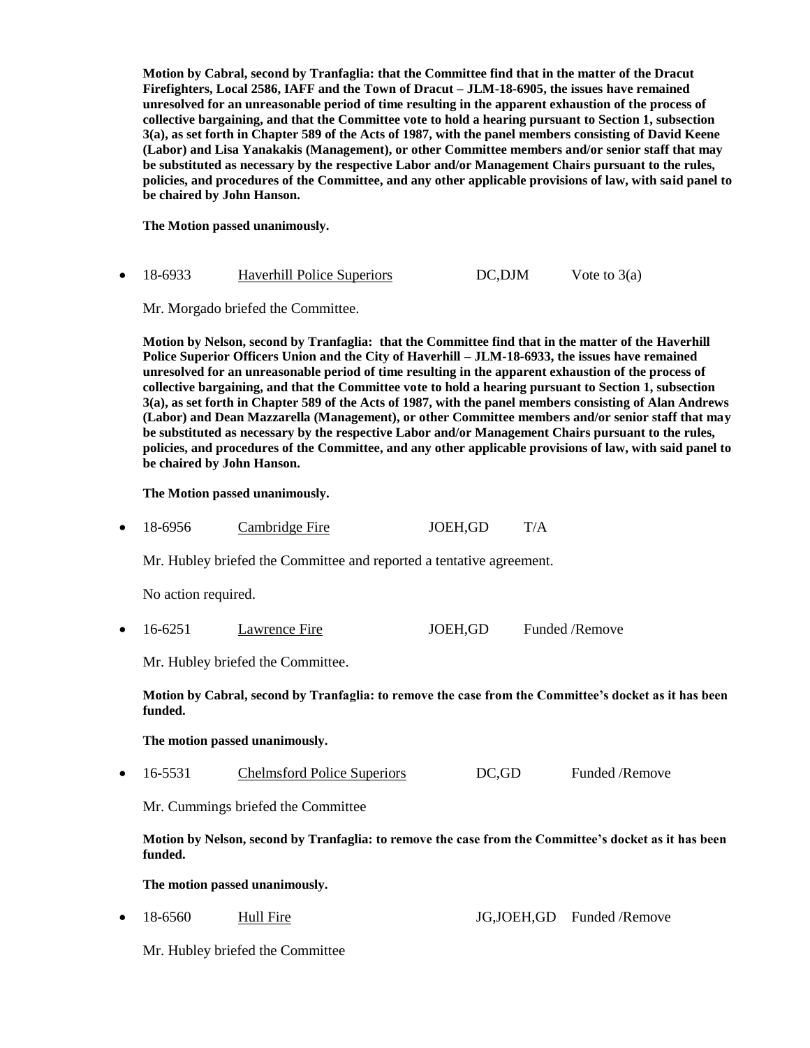**Motion by Cabral, second by Tranfaglia: that the Committee find that in the matter of the Dracut Firefighters, Local 2586, IAFF and the Town of Dracut – JLM-18-6905, the issues have remained unresolved for an unreasonable period of time resulting in the apparent exhaustion of the process of collective bargaining, and that the Committee vote to hold a hearing pursuant to Section 1, subsection 3(a), as set forth in Chapter 589 of the Acts of 1987, with the panel members consisting of David Keene (Labor) and Lisa Yanakakis (Management), or other Committee members and/or senior staff that may be substituted as necessary by the respective Labor and/or Management Chairs pursuant to the rules, policies, and procedures of the Committee, and any other applicable provisions of law, with said panel to be chaired by John Hanson.**

**The Motion passed unanimously.**

- 18-6933 Haverhill Police Superiors DC,DJM Vote to 3(a)

Mr. Morgado briefed the Committee.

**Motion by Nelson, second by Tranfaglia: that the Committee find that in the matter of the Haverhill Police Superior Officers Union and the City of Haverhill – JLM-18-6933, the issues have remained unresolved for an unreasonable period of time resulting in the apparent exhaustion of the process of collective bargaining, and that the Committee vote to hold a hearing pursuant to Section 1, subsection 3(a), as set forth in Chapter 589 of the Acts of 1987, with the panel members consisting of Alan Andrews (Labor) and Dean Mazzarella (Management), or other Committee members and/or senior staff that may be substituted as necessary by the respective Labor and/or Management Chairs pursuant to the rules, policies, and procedures of the Committee, and any other applicable provisions of law, with said panel to be chaired by John Hanson.**

**The Motion passed unanimously.**

- 18-6956 Cambridge Fire JOEH,GD T/A

Mr. Hubley briefed the Committee and reported a tentative agreement.

No action required.

- 16-6251 Lawrence Fire JOEH,GD Funded /Remove

Mr. Hubley briefed the Committee.

**Motion by Cabral, second by Tranfaglia: to remove the case from the Committee's docket as it has been funded.**

**The motion passed unanimously.**

- 16-5531 Chelmsford Police Superiors DC,GD Funded /Remove

Mr. Cummings briefed the Committee

**Motion by Nelson, second by Tranfaglia: to remove the case from the Committee's docket as it has been funded.**

**The motion passed unanimously.**

- 18-6560 Hull Fire JG,JOEH,GD Funded /Remove

Mr. Hubley briefed the Committee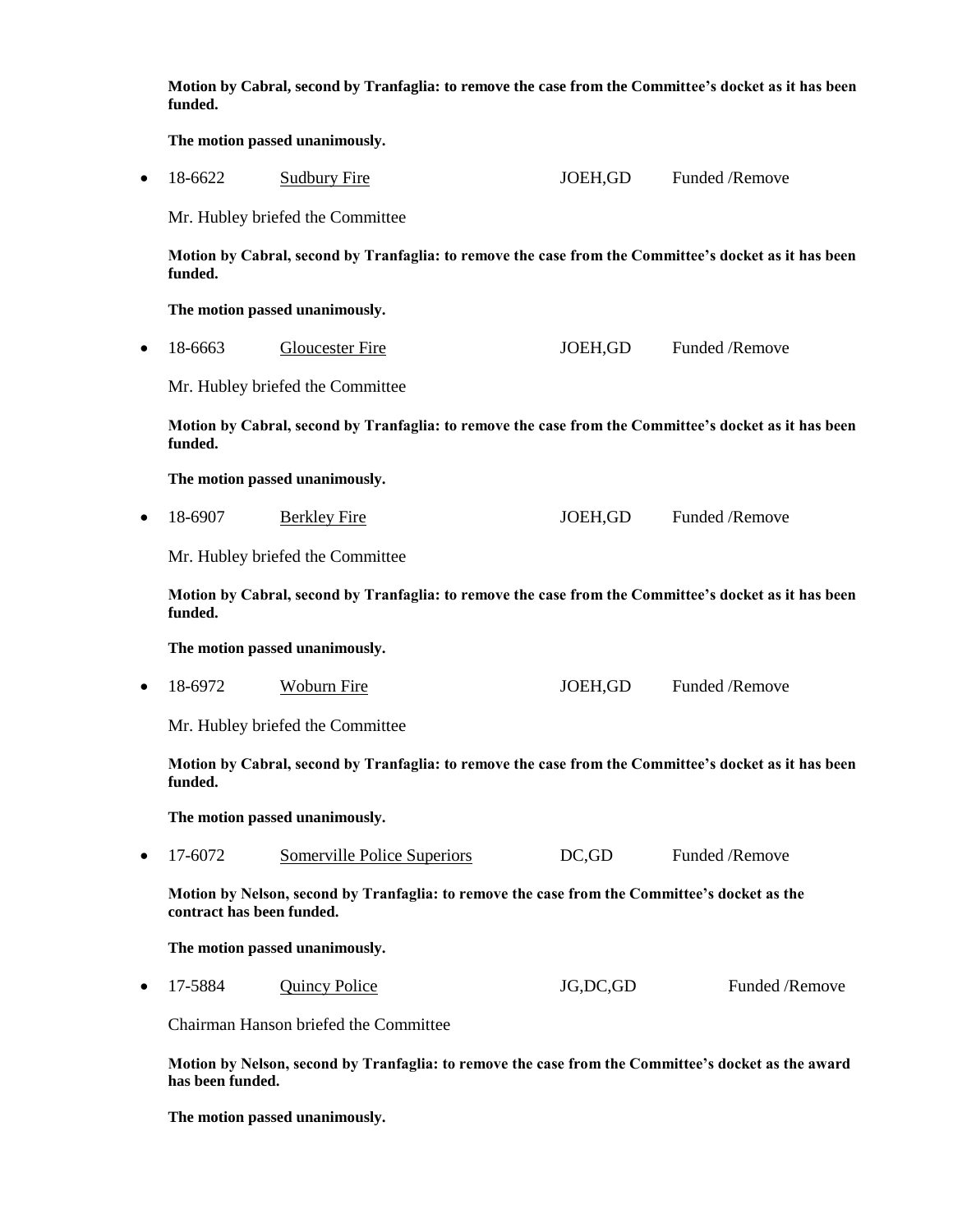**Motion by Cabral, second by Tranfaglia: to remove the case from the Committee's docket as it has been funded.**

**The motion passed unanimously.**

- 18-6622 Sudbury Fire JOEH,GD Funded /Remove

  Mr. Hubley briefed the Committee

  **Motion by Cabral, second by Tranfaglia: to remove the case from the Committee's docket as it has been funded.**

  **The motion passed unanimously.**

- 18-6663 Gloucester Fire JOEH,GD Funded /Remove

  Mr. Hubley briefed the Committee

  **Motion by Cabral, second by Tranfaglia: to remove the case from the Committee's docket as it has been funded.**

  **The motion passed unanimously.**

- 18-6907 Berkley Fire JOEH,GD Funded /Remove

  Mr. Hubley briefed the Committee

  **Motion by Cabral, second by Tranfaglia: to remove the case from the Committee's docket as it has been funded.**

  **The motion passed unanimously.**

- 18-6972 Woburn Fire JOEH,GD Funded /Remove

  Mr. Hubley briefed the Committee

  **Motion by Cabral, second by Tranfaglia: to remove the case from the Committee's docket as it has been funded.**

  **The motion passed unanimously.**

- 17-6072 Somerville Police Superiors DC,GD Funded /Remove

  **Motion by Nelson, second by Tranfaglia: to remove the case from the Committee's docket as the contract has been funded.**

  **The motion passed unanimously.**

- 17-5884 Quincy Police JG,DC,GD Funded /Remove

  Chairman Hanson briefed the Committee

  **Motion by Nelson, second by Tranfaglia: to remove the case from the Committee's docket as the award has been funded.**

  **The motion passed unanimously.**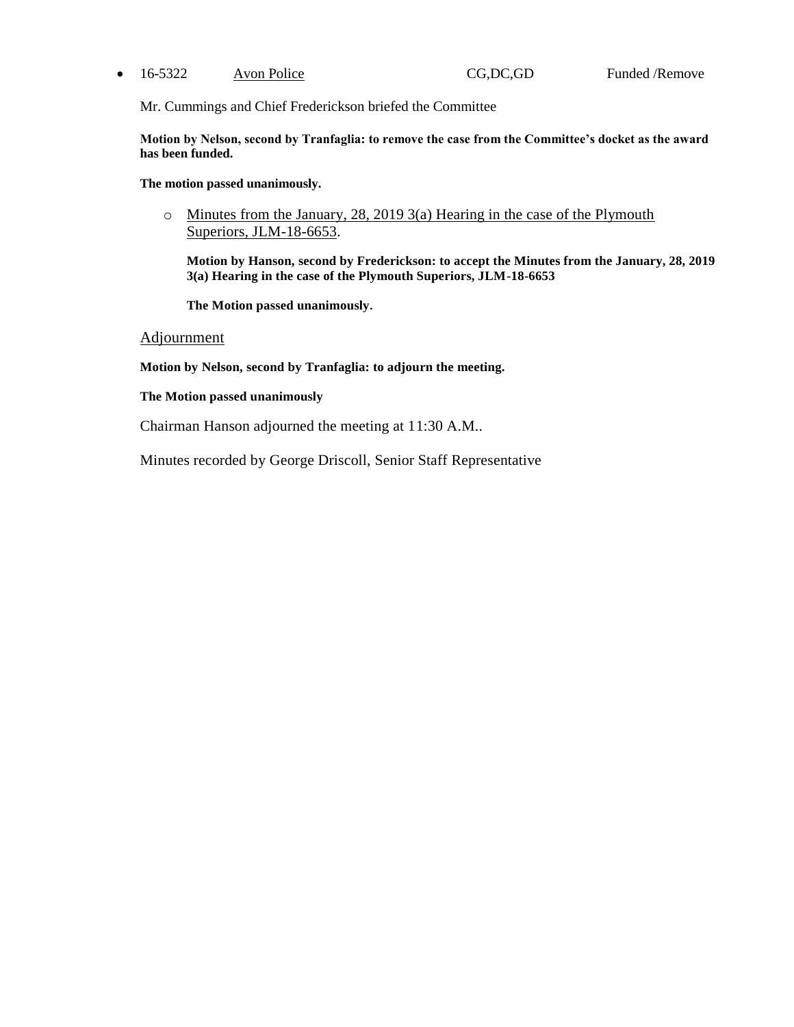- 16-5322 Avon Police CG,DC,GD Funded /Remove

  Mr. Cummings and Chief Frederickson briefed the Committee

  **Motion by Nelson, second by Tranfaglia: to remove the case from the Committee's docket as the award has been funded.**

  **The motion passed unanimously.**

  - Minutes from the January, 28, 2019 3(a) Hearing in the case of the Plymouth Superiors, JLM-18-6653.

    **Motion by Hanson, second by Frederickson: to accept the Minutes from the January, 28, 2019 3(a) Hearing in the case of the Plymouth Superiors, JLM-18-6653**

    **The Motion passed unanimously.**

Adjournment

**Motion by Nelson, second by Tranfaglia: to adjourn the meeting.**

**The Motion passed unanimously**

Chairman Hanson adjourned the meeting at 11:30 A.M..

Minutes recorded by George Driscoll, Senior Staff Representative